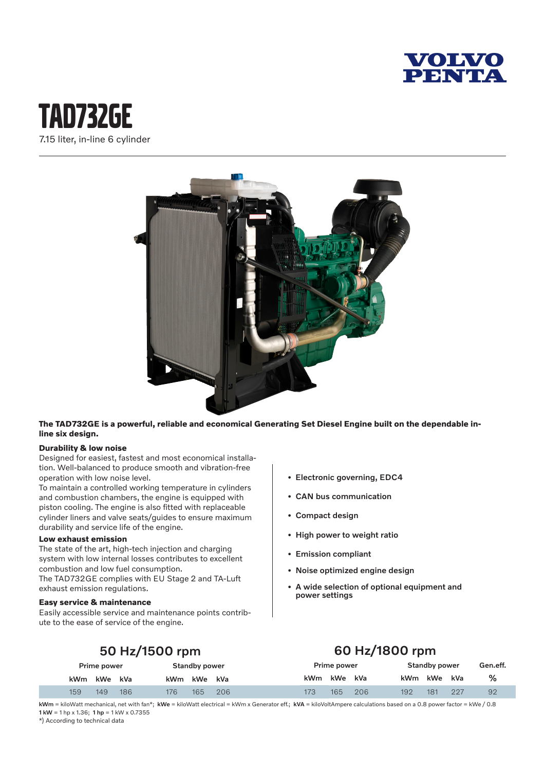# TAD732GE

7.15 liter, in-line 6 cylinder

**The TAD732GE is a powerful, reliable and economical Generating Set Diesel Engine built on the dependable in-line six design.**

### Durability & low noise

Designed for easiest, fastest and most economical installation. Well-balanced to produce smooth and vibration-free operation with low noise level.

To maintain a controlled working temperature in cylinders and combustion chambers, the engine is equipped with piston cooling. The engine is also fitted with replaceable cylinder liners and valve seats/guides to ensure maximum durability and service life of the engine.

### Low exhaust emission

The state of the art, high-tech injection and charging system with low internal losses contributes to excellent combustion and low fuel consumption.

The TAD732GE complies with EU Stage 2 and TA-Luft exhaust emission regulations.

### Easy service & maintenance

Easily accessible service and maintenance points contribute to the ease of service of the engine.

- **Electronic governing, EDC4**
- **CAN bus communication**
- **Compact design**
- **High power to weight ratio**
- **Emission compliant**
- **Noise optimized engine design**
- **A wide selection of optional equipment and power settings**

| 50 Hz/1500 rpm | | | | | | 60 Hz/1800 rpm | | | | | | |
|---|---|---|---|---|---|---|---|---|---|---|---|---|
| Prime power | | | Standby power | | | Prime power | | | Standby power | | | Gen.eff. |
| kWm | kWe | kVa | kWm | kWe | kVa | kWm | kWe | kVa | kWm | kWe | kVa | % |
| 159 | 149 | 186 | 176 | 165 | 206 | 173 | 165 | 206 | 192 | 181 | 227 | 92 |

**kWm** = kiloWatt mechanical, net with fan*; **kWe** = kiloWatt electrical = kWm x Generator eff.; **kVA** = kiloVoltAmpere calculations based on a 0.8 power factor = kWe / 0.8
**1 kW** = 1 hp x 1.36; **1 hp** = 1 kW x 0.7355
*) According to technical data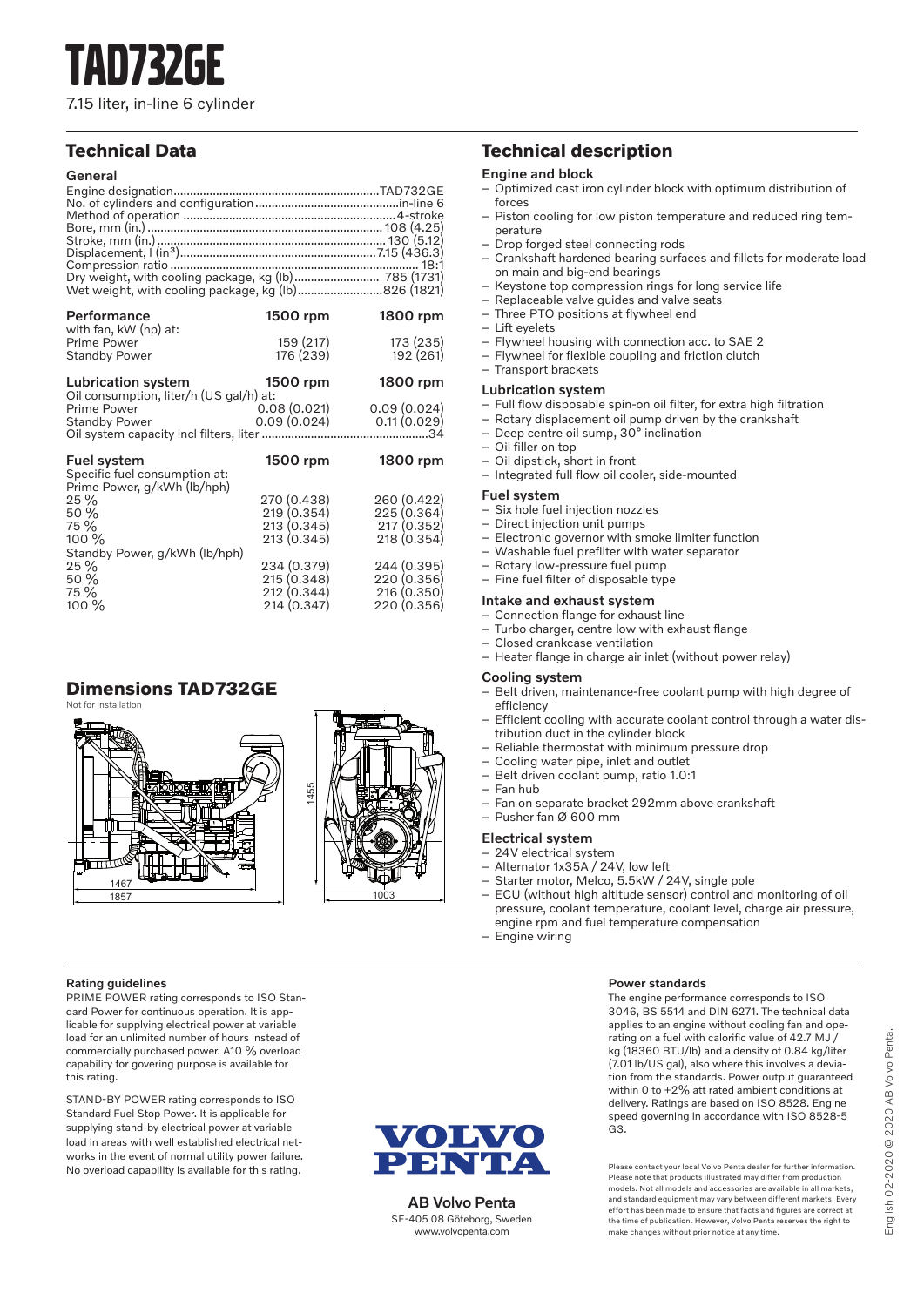# TAD732GE

7.15 liter, in-line 6 cylinder

## Technical Data

### General

| | |
|---|---|
| Engine designation | TAD732GE |
| No. of cylinders and configuration | in-line 6 |
| Method of operation | 4-stroke |
| Bore, mm (in.) | 108 (4.25) |
| Stroke, mm (in.) | 130 (5.12) |
| Displacement, l (in³) | 7.15 (436.3) |
| Compression ratio | 18:1 |
| Dry weight, with cooling package, kg (lb) | 785 (1731) |
| Wet weight, with cooling package, kg (lb) | 826 (1821) |

| Performance | 1500 rpm | 1800 rpm |
|---|---|---|
| with fan, kW (hp) at: | | |
| Prime Power | 159 (217) | 173 (235) |
| Standby Power | 176 (239) | 192 (261) |

| Lubrication system | 1500 rpm | 1800 rpm |
|---|---|---|
| Oil consumption, liter/h (US gal/h) at: | | |
| Prime Power | 0.08 (0.021) | 0.09 (0.024) |
| Standby Power | 0.09 (0.024) | 0.11 (0.029) |
| Oil system capacity incl filters, liter | | 34 |

| Fuel system | 1500 rpm | 1800 rpm |
|---|---|---|
| Specific fuel consumption at: | | |
| Prime Power, g/kWh (lb/hph) | | |
| 25 % | 270 (0.438) | 260 (0.422) |
| 50 % | 219 (0.354) | 225 (0.364) |
| 75 % | 213 (0.345) | 217 (0.352) |
| 100 % | 213 (0.345) | 218 (0.354) |
| Standby Power, g/kWh (lb/hph) | | |
| 25 % | 234 (0.379) | 244 (0.395) |
| 50 % | 215 (0.348) | 220 (0.356) |
| 75 % | 212 (0.344) | 216 (0.350) |
| 100 % | 214 (0.347) | 220 (0.356) |

## Dimensions TAD732GE

Not for installation

1467
1857
1455
1003

## Technical description

### Engine and block

- Optimized cast iron cylinder block with optimum distribution of forces
- Piston cooling for low piston temperature and reduced ring temperature
- Drop forged steel connecting rods
- Crankshaft hardened bearing surfaces and fillets for moderate load on main and big-end bearings
- Keystone top compression rings for long service life
- Replaceable valve guides and valve seats
- Three PTO positions at flywheel end
- Lift eyelets
- Flywheel housing with connection acc. to SAE 2
- Flywheel for flexible coupling and friction clutch
- Transport brackets

### Lubrication system

- Full flow disposable spin-on oil filter, for extra high filtration
- Rotary displacement oil pump driven by the crankshaft
- Deep centre oil sump, 30° inclination
- Oil filler on top
- Oil dipstick, short in front
- Integrated full flow oil cooler, side-mounted

### Fuel system

- Six hole fuel injection nozzles
- Direct injection unit pumps
- Electronic governor with smoke limiter function
- Washable fuel prefilter with water separator
- Rotary low-pressure fuel pump
- Fine fuel filter of disposable type

### Intake and exhaust system

- Connection flange for exhaust line
- Turbo charger, centre low with exhaust flange
- Closed crankcase ventilation
- Heater flange in charge air inlet (without power relay)

### Cooling system

- Belt driven, maintenance-free coolant pump with high degree of efficiency
- Efficient cooling with accurate coolant control through a water distribution duct in the cylinder block
- Reliable thermostat with minimum pressure drop
- Cooling water pipe, inlet and outlet
- Belt driven coolant pump, ratio 1.0:1
- Fan hub
- Fan on separate bracket 292mm above crankshaft
- Pusher fan Ø 600 mm

### Electrical system

- 24V electrical system
- Alternator 1x35A / 24V, low left
- Starter motor, Melco, 5.5kW / 24V, single pole
- ECU (without high altitude sensor) control and monitoring of oil pressure, coolant temperature, coolant level, charge air pressure, engine rpm and fuel temperature compensation
- Engine wiring

### Rating guidelines

PRIME POWER rating corresponds to ISO Standard Power for continuous operation. It is applicable for supplying electrical power at variable load for an unlimited number of hours instead of commercially purchased power. A10 % overload capability for govering purpose is available for this rating.

STAND-BY POWER rating corresponds to ISO Standard Fuel Stop Power. It is applicable for supplying stand-by electrical power at variable load in areas with well established electrical networks in the event of normal utility power failure. No overload capability is available for this rating.

VOLVO PENTA

**AB Volvo Penta**
SE-405 08 Göteborg, Sweden
www.volvopenta.com

### Power standards

The engine performance corresponds to ISO 3046, BS 5514 and DIN 6271. The technical data applies to an engine without cooling fan and operating on a fuel with calorific value of 42.7 MJ / kg (18360 BTU/lb) and a density of 0.84 kg/liter (7.01 lb/US gal), also where this involves a deviation from the standards. Power output guaranteed within 0 to +2% att rated ambient conditions at delivery. Ratings are based on ISO 8528. Engine speed governing in accordance with ISO 8528-5 G3.

Please contact your local Volvo Penta dealer for further information. Please note that products illustrated may differ from production models. Not all models and accessories are available in all markets, and standard equipment may vary between different markets. Every effort has been made to ensure that facts and figures are correct at the time of publication. However, Volvo Penta reserves the right to make changes without prior notice at any time.

English 02-2020 © 2020 AB Volvo Penta.